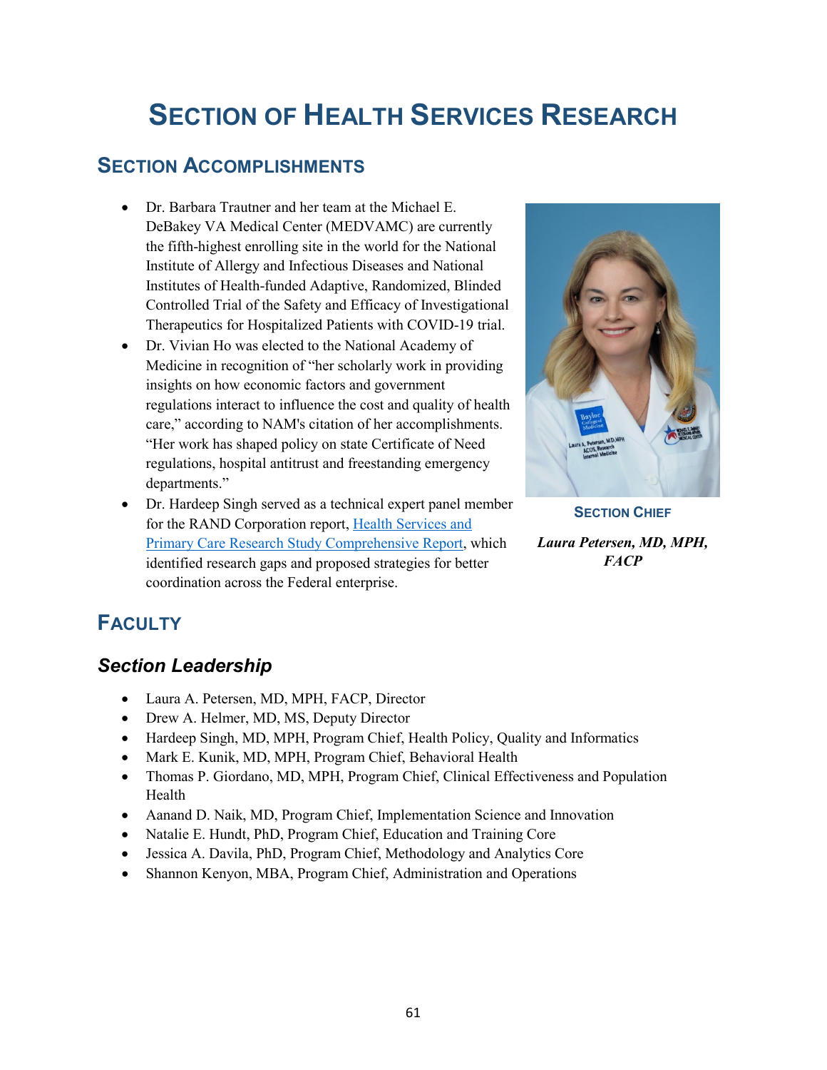# SECTION OF HEALTH SERVICES RESEARCH

## SECTION ACCOMPLISHMENTS

- Dr. Barbara Trautner and her team at the Michael E. DeBakey VA Medical Center (MEDVAMC) are currently the fifth-highest enrolling site in the world for the National Institute of Allergy and Infectious Diseases and National Institutes of Health-funded Adaptive, Randomized, Blinded Controlled Trial of the Safety and Efficacy of Investigational Therapeutics for Hospitalized Patients with COVID-19 trial.
- Dr. Vivian Ho was elected to the National Academy of Medicine in recognition of "her scholarly work in providing insights on how economic factors and government regulations interact to influence the cost and quality of health care," according to NAM's citation of her accomplishments. "Her work has shaped policy on state Certificate of Need regulations, hospital antitrust and freestanding emergency departments."
- Dr. Hardeep Singh served as a technical expert panel member for the RAND Corporation report, Health Services and Primary Care Research Study Comprehensive Report, which identified research gaps and proposed strategies for better coordination across the Federal enterprise.

**SECTION CHIEF**

***Laura Petersen, MD, MPH, FACP***

## FACULTY

### *Section Leadership*

- Laura A. Petersen, MD, MPH, FACP, Director
- Drew A. Helmer, MD, MS, Deputy Director
- Hardeep Singh, MD, MPH, Program Chief, Health Policy, Quality and Informatics
- Mark E. Kunik, MD, MPH, Program Chief, Behavioral Health
- Thomas P. Giordano, MD, MPH, Program Chief, Clinical Effectiveness and Population Health
- Aanand D. Naik, MD, Program Chief, Implementation Science and Innovation
- Natalie E. Hundt, PhD, Program Chief, Education and Training Core
- Jessica A. Davila, PhD, Program Chief, Methodology and Analytics Core
- Shannon Kenyon, MBA, Program Chief, Administration and Operations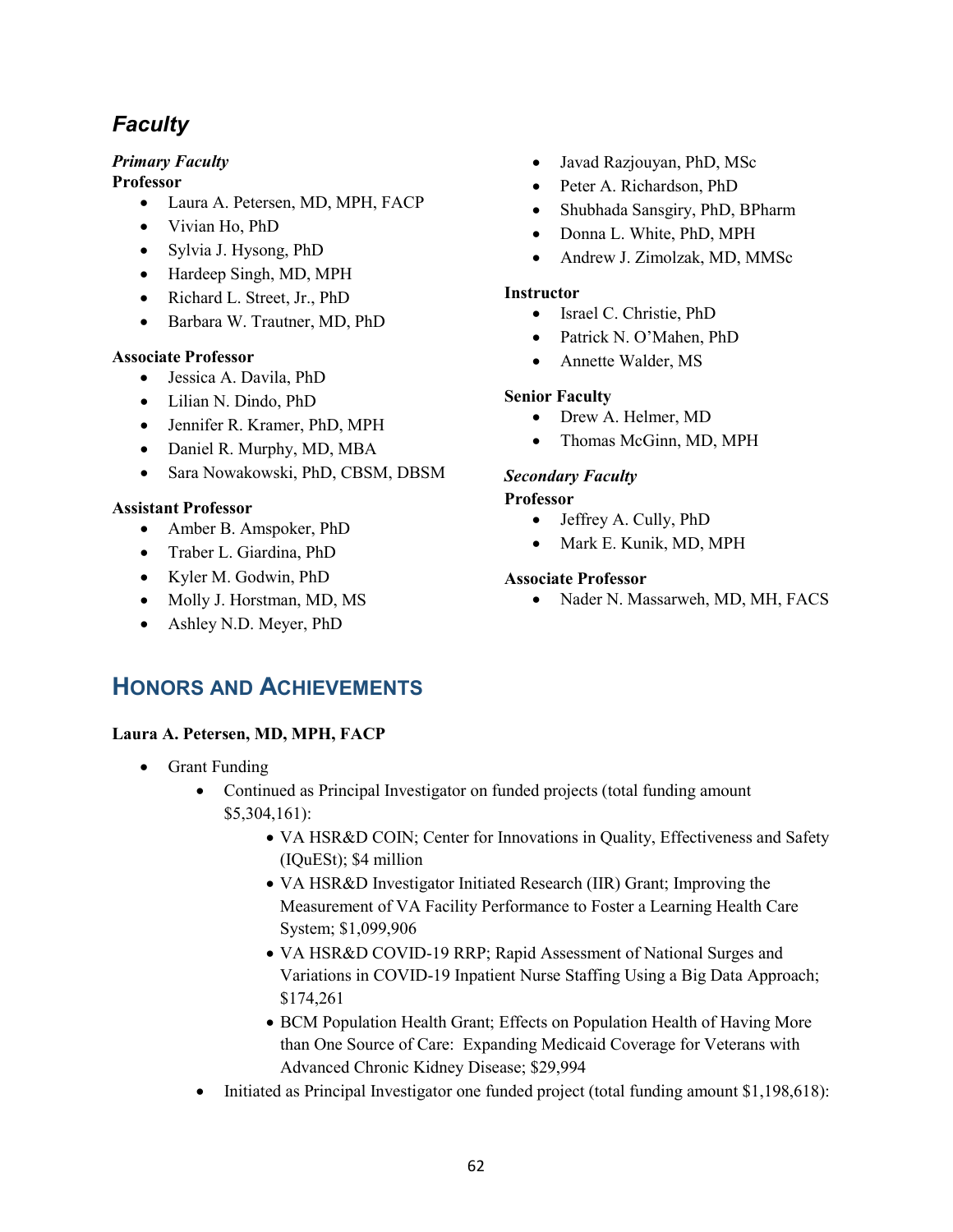## *Faculty*

***Primary Faculty***

**Professor**

- Laura A. Petersen, MD, MPH, FACP
- Vivian Ho, PhD
- Sylvia J. Hysong, PhD
- Hardeep Singh, MD, MPH
- Richard L. Street, Jr., PhD
- Barbara W. Trautner, MD, PhD

**Associate Professor**

- Jessica A. Davila, PhD
- Lilian N. Dindo, PhD
- Jennifer R. Kramer, PhD, MPH
- Daniel R. Murphy, MD, MBA
- Sara Nowakowski, PhD, CBSM, DBSM

**Assistant Professor**

- Amber B. Amspoker, PhD
- Traber L. Giardina, PhD
- Kyler M. Godwin, PhD
- Molly J. Horstman, MD, MS
- Ashley N.D. Meyer, PhD
- Javad Razjouyan, PhD, MSc
- Peter A. Richardson, PhD
- Shubhada Sansgiry, PhD, BPharm
- Donna L. White, PhD, MPH
- Andrew J. Zimolzak, MD, MMSc

**Instructor**

- Israel C. Christie, PhD
- Patrick N. O'Mahen, PhD
- Annette Walder, MS

**Senior Faculty**

- Drew A. Helmer, MD
- Thomas McGinn, MD, MPH

***Secondary Faculty***

**Professor**

- Jeffrey A. Cully, PhD
- Mark E. Kunik, MD, MPH

**Associate Professor**

- Nader N. Massarweh, MD, MH, FACS

## Honors and Achievements

**Laura A. Petersen, MD, MPH, FACP**

- Grant Funding
  - Continued as Principal Investigator on funded projects (total funding amount $5,304,161):
    - VA HSR&D COIN; Center for Innovations in Quality, Effectiveness and Safety (IQuESt); $4 million
    - VA HSR&D Investigator Initiated Research (IIR) Grant; Improving the Measurement of VA Facility Performance to Foster a Learning Health Care System; $1,099,906
    - VA HSR&D COVID-19 RRP; Rapid Assessment of National Surges and Variations in COVID-19 Inpatient Nurse Staffing Using a Big Data Approach; $174,261
    - BCM Population Health Grant; Effects on Population Health of Having More than One Source of Care: Expanding Medicaid Coverage for Veterans with Advanced Chronic Kidney Disease; $29,994
  - Initiated as Principal Investigator one funded project (total funding amount $1,198,618):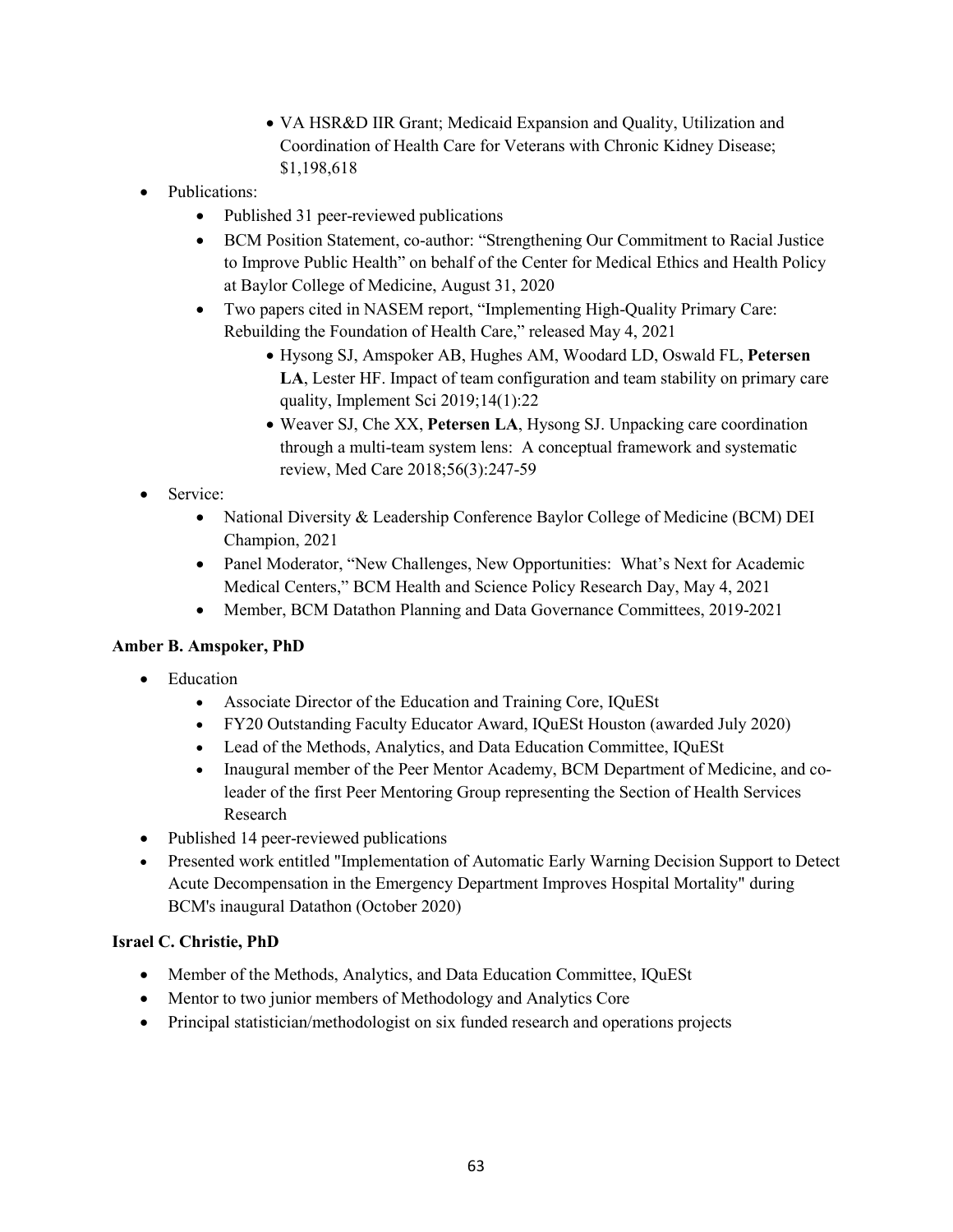- VA HSR&D IIR Grant; Medicaid Expansion and Quality, Utilization and Coordination of Health Care for Veterans with Chronic Kidney Disease; $1,198,618

- Publications:
  - Published 31 peer-reviewed publications
  - BCM Position Statement, co-author: "Strengthening Our Commitment to Racial Justice to Improve Public Health" on behalf of the Center for Medical Ethics and Health Policy at Baylor College of Medicine, August 31, 2020
  - Two papers cited in NASEM report, "Implementing High-Quality Primary Care: Rebuilding the Foundation of Health Care," released May 4, 2021
    - Hysong SJ, Amspoker AB, Hughes AM, Woodard LD, Oswald FL, **Petersen LA**, Lester HF. Impact of team configuration and team stability on primary care quality, Implement Sci 2019;14(1):22
    - Weaver SJ, Che XX, **Petersen LA**, Hysong SJ. Unpacking care coordination through a multi-team system lens: A conceptual framework and systematic review, Med Care 2018;56(3):247-59
- Service:
  - National Diversity & Leadership Conference Baylor College of Medicine (BCM) DEI Champion, 2021
  - Panel Moderator, "New Challenges, New Opportunities: What's Next for Academic Medical Centers," BCM Health and Science Policy Research Day, May 4, 2021
  - Member, BCM Datathon Planning and Data Governance Committees, 2019-2021

**Amber B. Amspoker, PhD**

- Education
  - Associate Director of the Education and Training Core, IQuESt
  - FY20 Outstanding Faculty Educator Award, IQuESt Houston (awarded July 2020)
  - Lead of the Methods, Analytics, and Data Education Committee, IQuESt
  - Inaugural member of the Peer Mentor Academy, BCM Department of Medicine, and co-leader of the first Peer Mentoring Group representing the Section of Health Services Research
- Published 14 peer-reviewed publications
- Presented work entitled "Implementation of Automatic Early Warning Decision Support to Detect Acute Decompensation in the Emergency Department Improves Hospital Mortality" during BCM's inaugural Datathon (October 2020)

**Israel C. Christie, PhD**

- Member of the Methods, Analytics, and Data Education Committee, IQuESt
- Mentor to two junior members of Methodology and Analytics Core
- Principal statistician/methodologist on six funded research and operations projects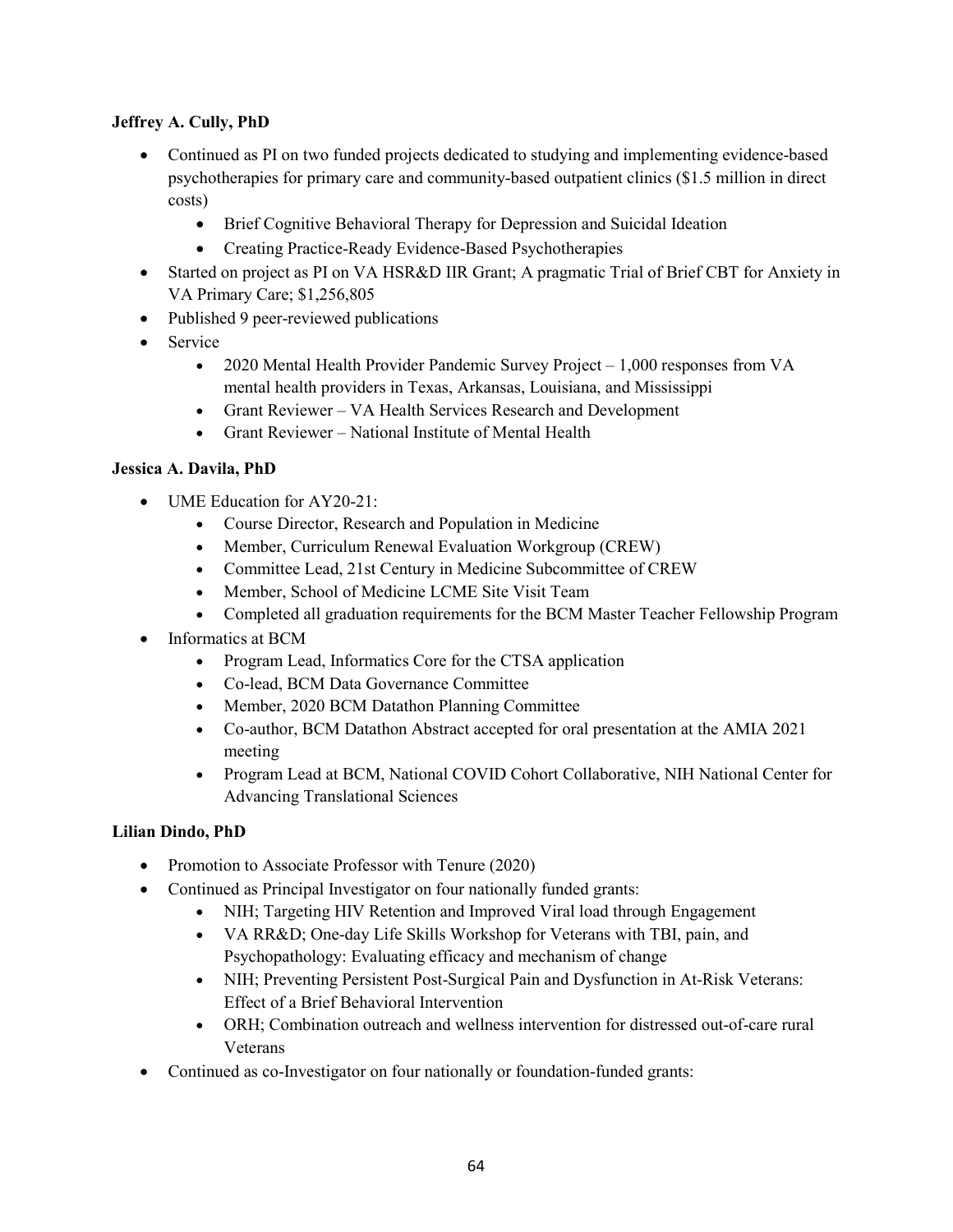**Jeffrey A. Cully, PhD**

- Continued as PI on two funded projects dedicated to studying and implementing evidence-based psychotherapies for primary care and community-based outpatient clinics ($1.5 million in direct costs)
    - Brief Cognitive Behavioral Therapy for Depression and Suicidal Ideation
    - Creating Practice-Ready Evidence-Based Psychotherapies
- Started on project as PI on VA HSR&D IIR Grant; A pragmatic Trial of Brief CBT for Anxiety in VA Primary Care; $1,256,805
- Published 9 peer-reviewed publications
- Service
    - 2020 Mental Health Provider Pandemic Survey Project – 1,000 responses from VA mental health providers in Texas, Arkansas, Louisiana, and Mississippi
    - Grant Reviewer – VA Health Services Research and Development
    - Grant Reviewer – National Institute of Mental Health

**Jessica A. Davila, PhD**

- UME Education for AY20-21:
    - Course Director, Research and Population in Medicine
    - Member, Curriculum Renewal Evaluation Workgroup (CREW)
    - Committee Lead, 21st Century in Medicine Subcommittee of CREW
    - Member, School of Medicine LCME Site Visit Team
    - Completed all graduation requirements for the BCM Master Teacher Fellowship Program
- Informatics at BCM
    - Program Lead, Informatics Core for the CTSA application
    - Co-lead, BCM Data Governance Committee
    - Member, 2020 BCM Datathon Planning Committee
    - Co-author, BCM Datathon Abstract accepted for oral presentation at the AMIA 2021 meeting
    - Program Lead at BCM, National COVID Cohort Collaborative, NIH National Center for Advancing Translational Sciences

**Lilian Dindo, PhD**

- Promotion to Associate Professor with Tenure (2020)
- Continued as Principal Investigator on four nationally funded grants:
    - NIH; Targeting HIV Retention and Improved Viral load through Engagement
    - VA RR&D; One-day Life Skills Workshop for Veterans with TBI, pain, and Psychopathology: Evaluating efficacy and mechanism of change
    - NIH; Preventing Persistent Post-Surgical Pain and Dysfunction in At-Risk Veterans: Effect of a Brief Behavioral Intervention
    - ORH; Combination outreach and wellness intervention for distressed out-of-care rural Veterans
- Continued as co-Investigator on four nationally or foundation-funded grants: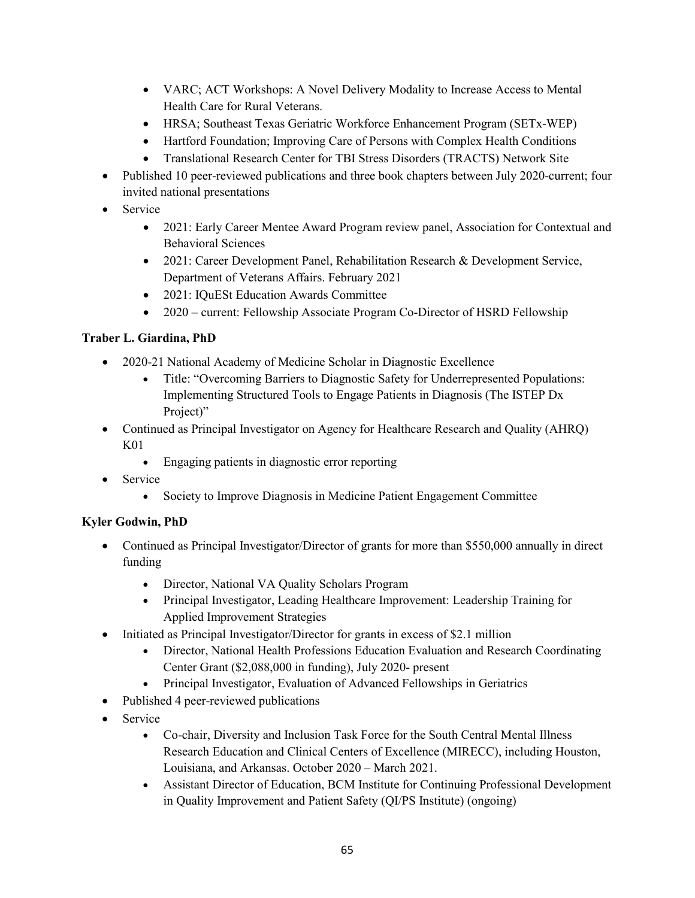- VARC; ACT Workshops: A Novel Delivery Modality to Increase Access to Mental Health Care for Rural Veterans.
    - HRSA; Southeast Texas Geriatric Workforce Enhancement Program (SETx-WEP)
    - Hartford Foundation; Improving Care of Persons with Complex Health Conditions
    - Translational Research Center for TBI Stress Disorders (TRACTS) Network Site
- Published 10 peer-reviewed publications and three book chapters between July 2020-current; four invited national presentations
- Service
    - 2021: Early Career Mentee Award Program review panel, Association for Contextual and Behavioral Sciences
    - 2021: Career Development Panel, Rehabilitation Research & Development Service, Department of Veterans Affairs. February 2021
    - 2021: IQuESt Education Awards Committee
    - 2020 – current: Fellowship Associate Program Co-Director of HSRD Fellowship

**Traber L. Giardina, PhD**

- 2020-21 National Academy of Medicine Scholar in Diagnostic Excellence
    - Title: "Overcoming Barriers to Diagnostic Safety for Underrepresented Populations: Implementing Structured Tools to Engage Patients in Diagnosis (The ISTEP Dx Project)"
- Continued as Principal Investigator on Agency for Healthcare Research and Quality (AHRQ) K01
    - Engaging patients in diagnostic error reporting
- Service
    - Society to Improve Diagnosis in Medicine Patient Engagement Committee

**Kyler Godwin, PhD**

- Continued as Principal Investigator/Director of grants for more than $550,000 annually in direct funding
    - Director, National VA Quality Scholars Program
    - Principal Investigator, Leading Healthcare Improvement: Leadership Training for Applied Improvement Strategies
- Initiated as Principal Investigator/Director for grants in excess of $2.1 million
    - Director, National Health Professions Education Evaluation and Research Coordinating Center Grant ($2,088,000 in funding), July 2020- present
    - Principal Investigator, Evaluation of Advanced Fellowships in Geriatrics
- Published 4 peer-reviewed publications
- Service
    - Co-chair, Diversity and Inclusion Task Force for the South Central Mental Illness Research Education and Clinical Centers of Excellence (MIRECC), including Houston, Louisiana, and Arkansas. October 2020 – March 2021.
    - Assistant Director of Education, BCM Institute for Continuing Professional Development in Quality Improvement and Patient Safety (QI/PS Institute) (ongoing)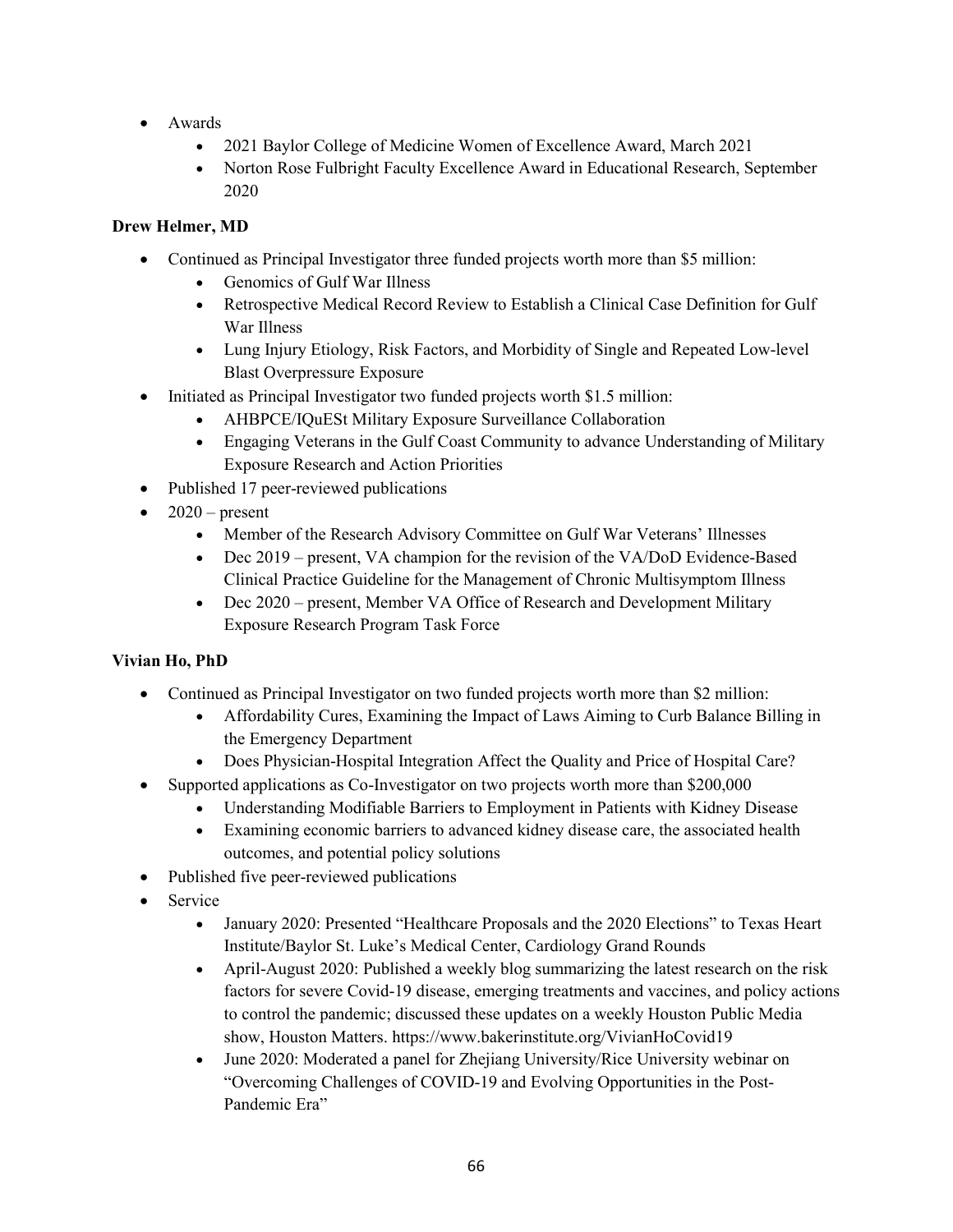- Awards
    - 2021 Baylor College of Medicine Women of Excellence Award, March 2021
    - Norton Rose Fulbright Faculty Excellence Award in Educational Research, September 2020

**Drew Helmer, MD**

- Continued as Principal Investigator three funded projects worth more than $5 million:
    - Genomics of Gulf War Illness
    - Retrospective Medical Record Review to Establish a Clinical Case Definition for Gulf War Illness
    - Lung Injury Etiology, Risk Factors, and Morbidity of Single and Repeated Low-level Blast Overpressure Exposure
- Initiated as Principal Investigator two funded projects worth $1.5 million:
    - AHBPCE/IQuESt Military Exposure Surveillance Collaboration
    - Engaging Veterans in the Gulf Coast Community to advance Understanding of Military Exposure Research and Action Priorities
- Published 17 peer-reviewed publications
- 2020 – present
    - Member of the Research Advisory Committee on Gulf War Veterans' Illnesses
    - Dec 2019 – present, VA champion for the revision of the VA/DoD Evidence-Based Clinical Practice Guideline for the Management of Chronic Multisymptom Illness
    - Dec 2020 – present, Member VA Office of Research and Development Military Exposure Research Program Task Force

**Vivian Ho, PhD**

- Continued as Principal Investigator on two funded projects worth more than $2 million:
    - Affordability Cures, Examining the Impact of Laws Aiming to Curb Balance Billing in the Emergency Department
    - Does Physician-Hospital Integration Affect the Quality and Price of Hospital Care?
- Supported applications as Co-Investigator on two projects worth more than $200,000
    - Understanding Modifiable Barriers to Employment in Patients with Kidney Disease
    - Examining economic barriers to advanced kidney disease care, the associated health outcomes, and potential policy solutions
- Published five peer-reviewed publications
- Service
    - January 2020: Presented "Healthcare Proposals and the 2020 Elections" to Texas Heart Institute/Baylor St. Luke's Medical Center, Cardiology Grand Rounds
    - April-August 2020: Published a weekly blog summarizing the latest research on the risk factors for severe Covid-19 disease, emerging treatments and vaccines, and policy actions to control the pandemic; discussed these updates on a weekly Houston Public Media show, Houston Matters. https://www.bakerinstitute.org/VivianHoCovid19
    - June 2020: Moderated a panel for Zhejiang University/Rice University webinar on "Overcoming Challenges of COVID-19 and Evolving Opportunities in the Post-Pandemic Era"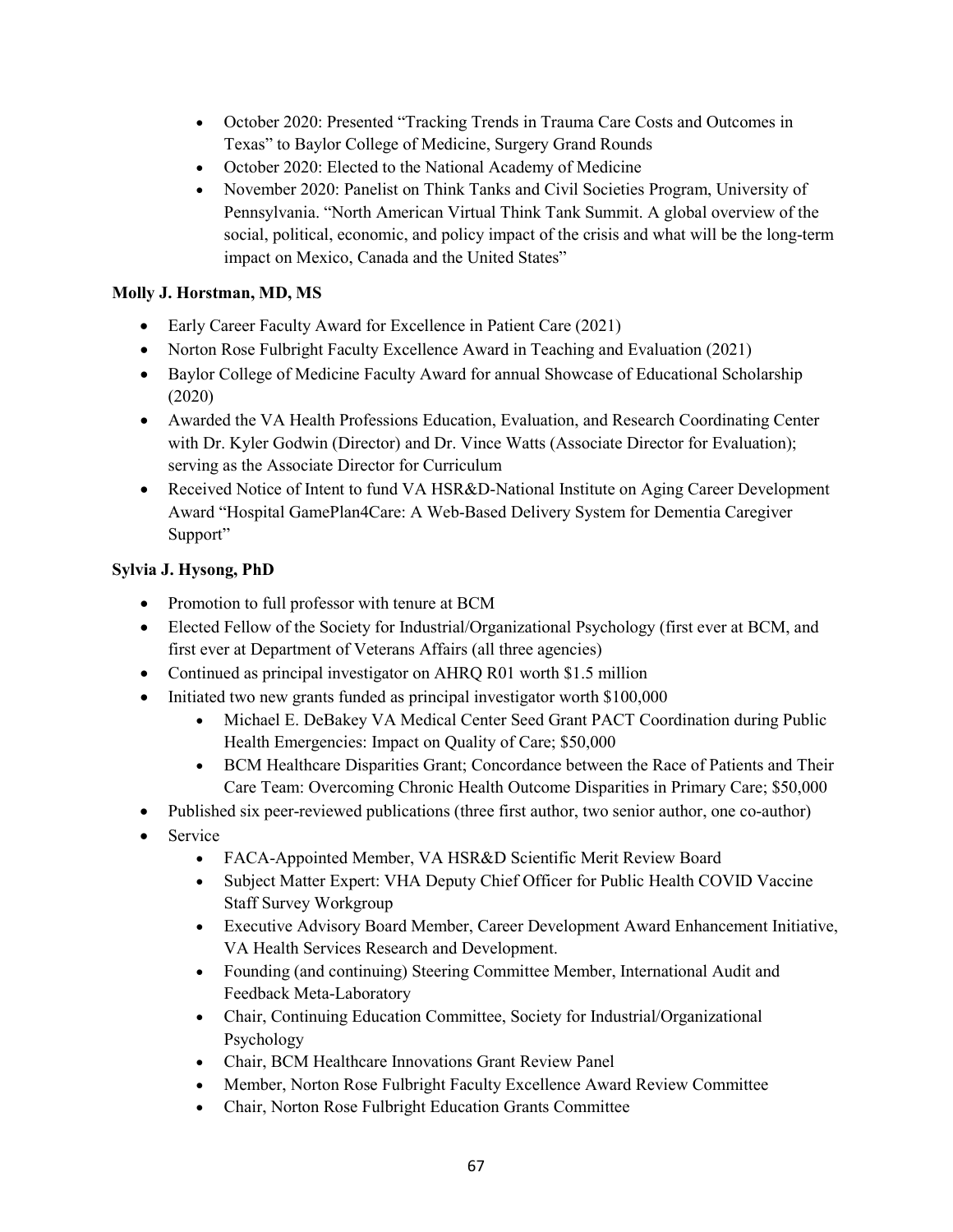- October 2020: Presented "Tracking Trends in Trauma Care Costs and Outcomes in Texas" to Baylor College of Medicine, Surgery Grand Rounds
- October 2020: Elected to the National Academy of Medicine
- November 2020: Panelist on Think Tanks and Civil Societies Program, University of Pennsylvania. "North American Virtual Think Tank Summit. A global overview of the social, political, economic, and policy impact of the crisis and what will be the long-term impact on Mexico, Canada and the United States"

**Molly J. Horstman, MD, MS**

- Early Career Faculty Award for Excellence in Patient Care (2021)
- Norton Rose Fulbright Faculty Excellence Award in Teaching and Evaluation (2021)
- Baylor College of Medicine Faculty Award for annual Showcase of Educational Scholarship (2020)
- Awarded the VA Health Professions Education, Evaluation, and Research Coordinating Center with Dr. Kyler Godwin (Director) and Dr. Vince Watts (Associate Director for Evaluation); serving as the Associate Director for Curriculum
- Received Notice of Intent to fund VA HSR&D-National Institute on Aging Career Development Award "Hospital GamePlan4Care: A Web-Based Delivery System for Dementia Caregiver Support"

**Sylvia J. Hysong, PhD**

- Promotion to full professor with tenure at BCM
- Elected Fellow of the Society for Industrial/Organizational Psychology (first ever at BCM, and first ever at Department of Veterans Affairs (all three agencies)
- Continued as principal investigator on AHRQ R01 worth $1.5 million
- Initiated two new grants funded as principal investigator worth $100,000
  - Michael E. DeBakey VA Medical Center Seed Grant PACT Coordination during Public Health Emergencies: Impact on Quality of Care; $50,000
  - BCM Healthcare Disparities Grant; Concordance between the Race of Patients and Their Care Team: Overcoming Chronic Health Outcome Disparities in Primary Care; $50,000
- Published six peer-reviewed publications (three first author, two senior author, one co-author)
- Service
  - FACA-Appointed Member, VA HSR&D Scientific Merit Review Board
  - Subject Matter Expert: VHA Deputy Chief Officer for Public Health COVID Vaccine Staff Survey Workgroup
  - Executive Advisory Board Member, Career Development Award Enhancement Initiative, VA Health Services Research and Development.
  - Founding (and continuing) Steering Committee Member, International Audit and Feedback Meta-Laboratory
  - Chair, Continuing Education Committee, Society for Industrial/Organizational Psychology
  - Chair, BCM Healthcare Innovations Grant Review Panel
  - Member, Norton Rose Fulbright Faculty Excellence Award Review Committee
  - Chair, Norton Rose Fulbright Education Grants Committee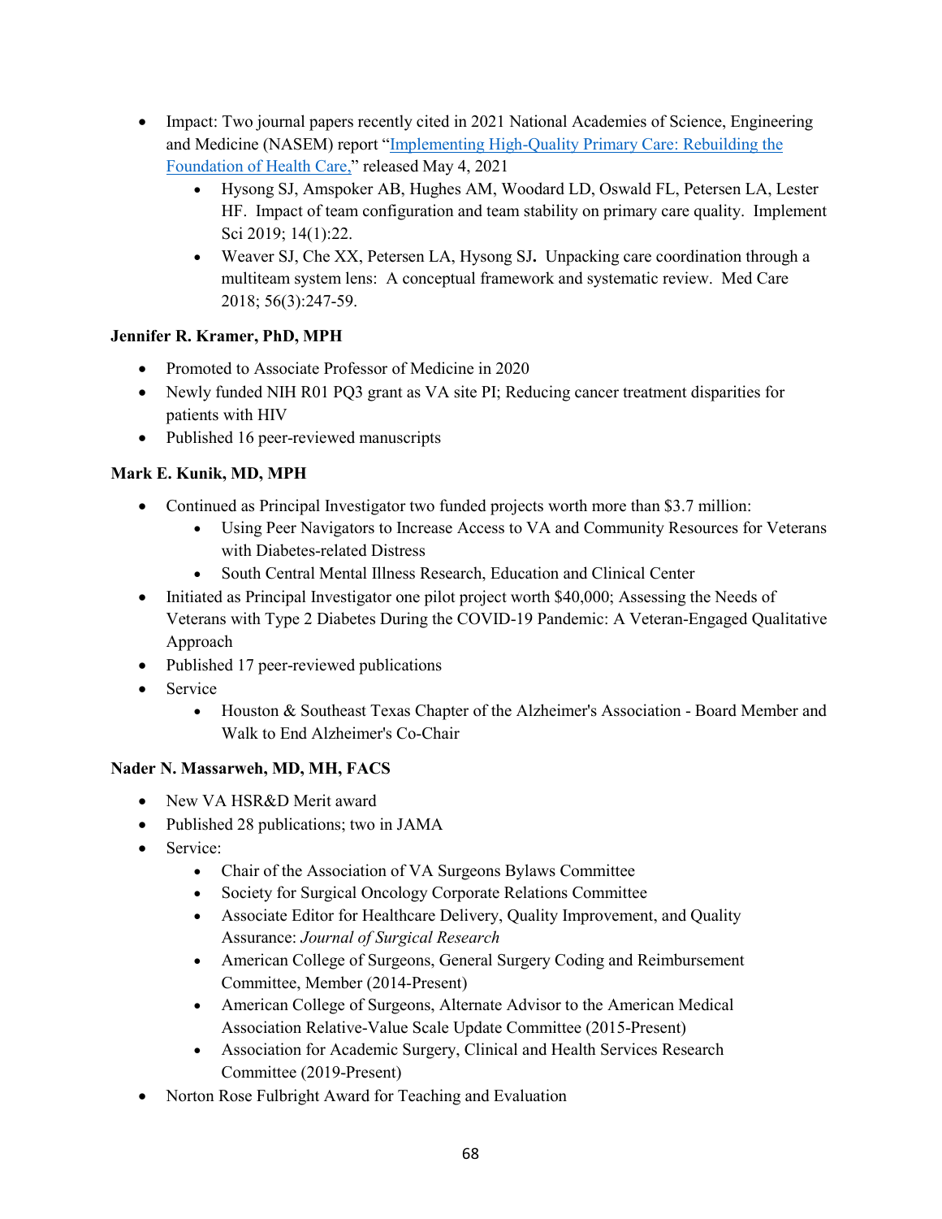- Impact: Two journal papers recently cited in 2021 National Academies of Science, Engineering and Medicine (NASEM) report "[Implementing High-Quality Primary Care: Rebuilding the Foundation of Health Care,]()" released May 4, 2021
  - Hysong SJ, Amspoker AB, Hughes AM, Woodard LD, Oswald FL, Petersen LA, Lester HF. Impact of team configuration and team stability on primary care quality. Implement Sci 2019; 14(1):22.
  - Weaver SJ, Che XX, Petersen LA, Hysong SJ**.** Unpacking care coordination through a multiteam system lens: A conceptual framework and systematic review. Med Care 2018; 56(3):247-59.

**Jennifer R. Kramer, PhD, MPH**

- Promoted to Associate Professor of Medicine in 2020
- Newly funded NIH R01 PQ3 grant as VA site PI; Reducing cancer treatment disparities for patients with HIV
- Published 16 peer-reviewed manuscripts

**Mark E. Kunik, MD, MPH**

- Continued as Principal Investigator two funded projects worth more than $3.7 million:
  - Using Peer Navigators to Increase Access to VA and Community Resources for Veterans with Diabetes-related Distress
  - South Central Mental Illness Research, Education and Clinical Center
- Initiated as Principal Investigator one pilot project worth $40,000; Assessing the Needs of Veterans with Type 2 Diabetes During the COVID-19 Pandemic: A Veteran-Engaged Qualitative Approach
- Published 17 peer-reviewed publications
- Service
  - Houston & Southeast Texas Chapter of the Alzheimer's Association - Board Member and Walk to End Alzheimer's Co-Chair

**Nader N. Massarweh, MD, MH, FACS**

- New VA HSR&D Merit award
- Published 28 publications; two in JAMA
- Service:
  - Chair of the Association of VA Surgeons Bylaws Committee
  - Society for Surgical Oncology Corporate Relations Committee
  - Associate Editor for Healthcare Delivery, Quality Improvement, and Quality Assurance: *Journal of Surgical Research*
  - American College of Surgeons, General Surgery Coding and Reimbursement Committee, Member (2014-Present)
  - American College of Surgeons, Alternate Advisor to the American Medical Association Relative-Value Scale Update Committee (2015-Present)
  - Association for Academic Surgery, Clinical and Health Services Research Committee (2019-Present)
- Norton Rose Fulbright Award for Teaching and Evaluation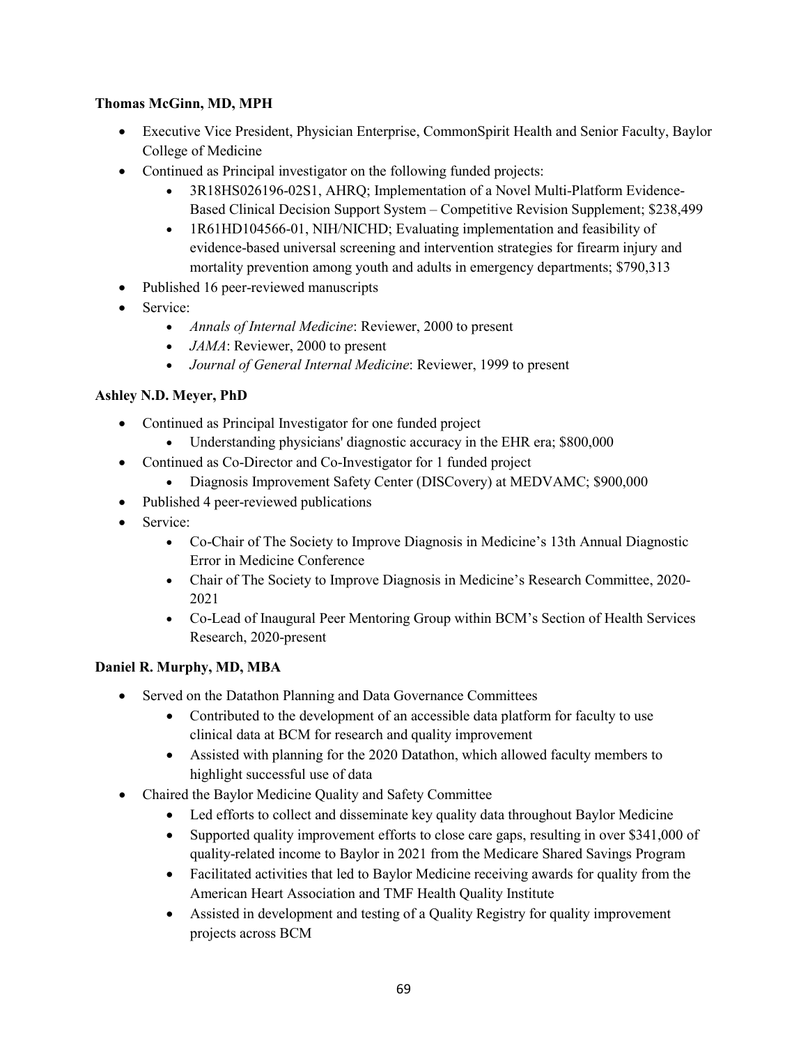**Thomas McGinn, MD, MPH**

- Executive Vice President, Physician Enterprise, CommonSpirit Health and Senior Faculty, Baylor College of Medicine
- Continued as Principal investigator on the following funded projects:
  - 3R18HS026196-02S1, AHRQ; Implementation of a Novel Multi-Platform Evidence-Based Clinical Decision Support System – Competitive Revision Supplement; $238,499
  - 1R61HD104566-01, NIH/NICHD; Evaluating implementation and feasibility of evidence-based universal screening and intervention strategies for firearm injury and mortality prevention among youth and adults in emergency departments; $790,313
- Published 16 peer-reviewed manuscripts
- Service:
  - *Annals of Internal Medicine*: Reviewer, 2000 to present
  - *JAMA*: Reviewer, 2000 to present
  - *Journal of General Internal Medicine*: Reviewer, 1999 to present

**Ashley N.D. Meyer, PhD**

- Continued as Principal Investigator for one funded project
  - Understanding physicians' diagnostic accuracy in the EHR era; $800,000
- Continued as Co-Director and Co-Investigator for 1 funded project
  - Diagnosis Improvement Safety Center (DISCovery) at MEDVAMC; $900,000
- Published 4 peer-reviewed publications
- Service:
  - Co-Chair of The Society to Improve Diagnosis in Medicine's 13th Annual Diagnostic Error in Medicine Conference
  - Chair of The Society to Improve Diagnosis in Medicine's Research Committee, 2020-2021
  - Co-Lead of Inaugural Peer Mentoring Group within BCM's Section of Health Services Research, 2020-present

**Daniel R. Murphy, MD, MBA**

- Served on the Datathon Planning and Data Governance Committees
  - Contributed to the development of an accessible data platform for faculty to use clinical data at BCM for research and quality improvement
  - Assisted with planning for the 2020 Datathon, which allowed faculty members to highlight successful use of data
- Chaired the Baylor Medicine Quality and Safety Committee
  - Led efforts to collect and disseminate key quality data throughout Baylor Medicine
  - Supported quality improvement efforts to close care gaps, resulting in over $341,000 of quality-related income to Baylor in 2021 from the Medicare Shared Savings Program
  - Facilitated activities that led to Baylor Medicine receiving awards for quality from the American Heart Association and TMF Health Quality Institute
  - Assisted in development and testing of a Quality Registry for quality improvement projects across BCM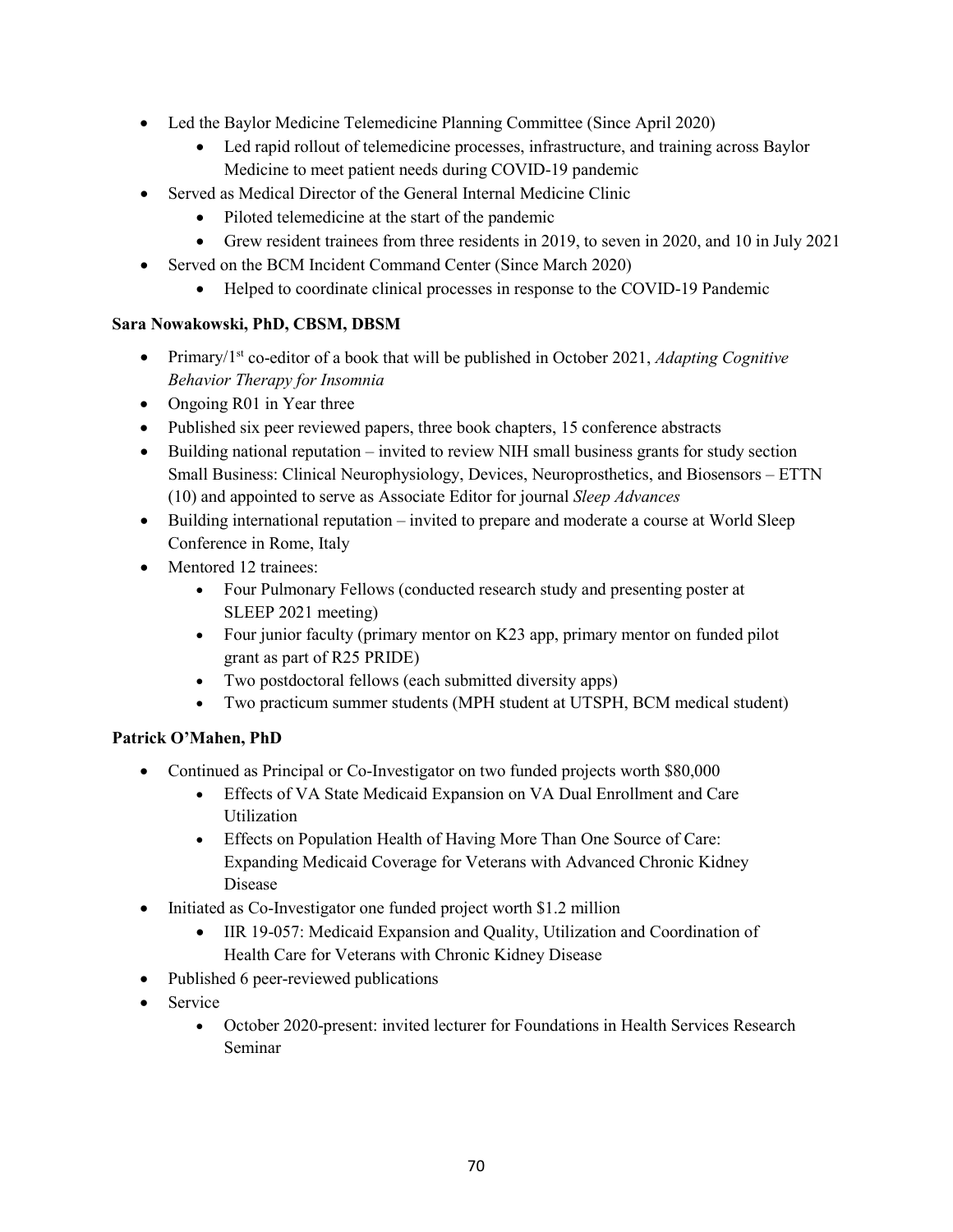- Led the Baylor Medicine Telemedicine Planning Committee (Since April 2020)
  - Led rapid rollout of telemedicine processes, infrastructure, and training across Baylor Medicine to meet patient needs during COVID-19 pandemic
- Served as Medical Director of the General Internal Medicine Clinic
  - Piloted telemedicine at the start of the pandemic
  - Grew resident trainees from three residents in 2019, to seven in 2020, and 10 in July 2021
- Served on the BCM Incident Command Center (Since March 2020)
  - Helped to coordinate clinical processes in response to the COVID-19 Pandemic

**Sara Nowakowski, PhD, CBSM, DBSM**

- Primary/1st co-editor of a book that will be published in October 2021, *Adapting Cognitive Behavior Therapy for Insomnia*
- Ongoing R01 in Year three
- Published six peer reviewed papers, three book chapters, 15 conference abstracts
- Building national reputation – invited to review NIH small business grants for study section Small Business: Clinical Neurophysiology, Devices, Neuroprosthetics, and Biosensors – ETTN (10) and appointed to serve as Associate Editor for journal *Sleep Advances*
- Building international reputation – invited to prepare and moderate a course at World Sleep Conference in Rome, Italy
- Mentored 12 trainees:
  - Four Pulmonary Fellows (conducted research study and presenting poster at SLEEP 2021 meeting)
  - Four junior faculty (primary mentor on K23 app, primary mentor on funded pilot grant as part of R25 PRIDE)
  - Two postdoctoral fellows (each submitted diversity apps)
  - Two practicum summer students (MPH student at UTSPH, BCM medical student)

**Patrick O'Mahen, PhD**

- Continued as Principal or Co-Investigator on two funded projects worth $80,000
  - Effects of VA State Medicaid Expansion on VA Dual Enrollment and Care Utilization
  - Effects on Population Health of Having More Than One Source of Care: Expanding Medicaid Coverage for Veterans with Advanced Chronic Kidney Disease
- Initiated as Co-Investigator one funded project worth $1.2 million
  - IIR 19-057: Medicaid Expansion and Quality, Utilization and Coordination of Health Care for Veterans with Chronic Kidney Disease
- Published 6 peer-reviewed publications
- Service
  - October 2020-present: invited lecturer for Foundations in Health Services Research Seminar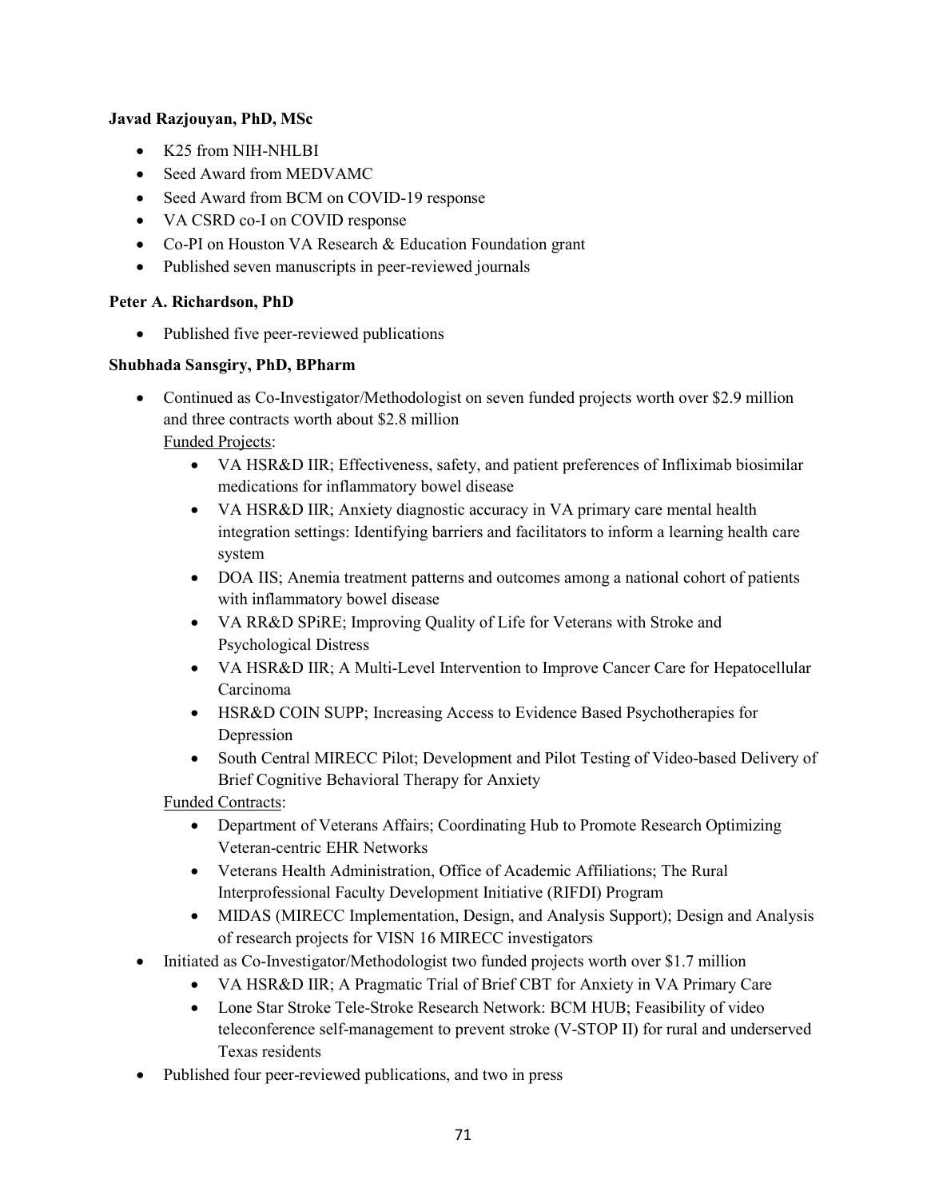**Javad Razjouyan, PhD, MSc**

- K25 from NIH-NHLBI
- Seed Award from MEDVAMC
- Seed Award from BCM on COVID-19 response
- VA CSRD co-I on COVID response
- Co-PI on Houston VA Research & Education Foundation grant
- Published seven manuscripts in peer-reviewed journals

**Peter A. Richardson, PhD**

- Published five peer-reviewed publications

**Shubhada Sansgiry, PhD, BPharm**

- Continued as Co-Investigator/Methodologist on seven funded projects worth over $2.9 million and three contracts worth about $2.8 million
  
  Funded Projects:
    - VA HSR&D IIR; Effectiveness, safety, and patient preferences of Infliximab biosimilar medications for inflammatory bowel disease
    - VA HSR&D IIR; Anxiety diagnostic accuracy in VA primary care mental health integration settings: Identifying barriers and facilitators to inform a learning health care system
    - DOA IIS; Anemia treatment patterns and outcomes among a national cohort of patients with inflammatory bowel disease
    - VA RR&D SPiRE; Improving Quality of Life for Veterans with Stroke and Psychological Distress
    - VA HSR&D IIR; A Multi-Level Intervention to Improve Cancer Care for Hepatocellular Carcinoma
    - HSR&D COIN SUPP; Increasing Access to Evidence Based Psychotherapies for Depression
    - South Central MIRECC Pilot; Development and Pilot Testing of Video-based Delivery of Brief Cognitive Behavioral Therapy for Anxiety

  Funded Contracts:
    - Department of Veterans Affairs; Coordinating Hub to Promote Research Optimizing Veteran-centric EHR Networks
    - Veterans Health Administration, Office of Academic Affiliations; The Rural Interprofessional Faculty Development Initiative (RIFDI) Program
    - MIDAS (MIRECC Implementation, Design, and Analysis Support); Design and Analysis of research projects for VISN 16 MIRECC investigators
- Initiated as Co-Investigator/Methodologist two funded projects worth over $1.7 million
    - VA HSR&D IIR; A Pragmatic Trial of Brief CBT for Anxiety in VA Primary Care
    - Lone Star Stroke Tele-Stroke Research Network: BCM HUB; Feasibility of video teleconference self-management to prevent stroke (V-STOP II) for rural and underserved Texas residents
- Published four peer-reviewed publications, and two in press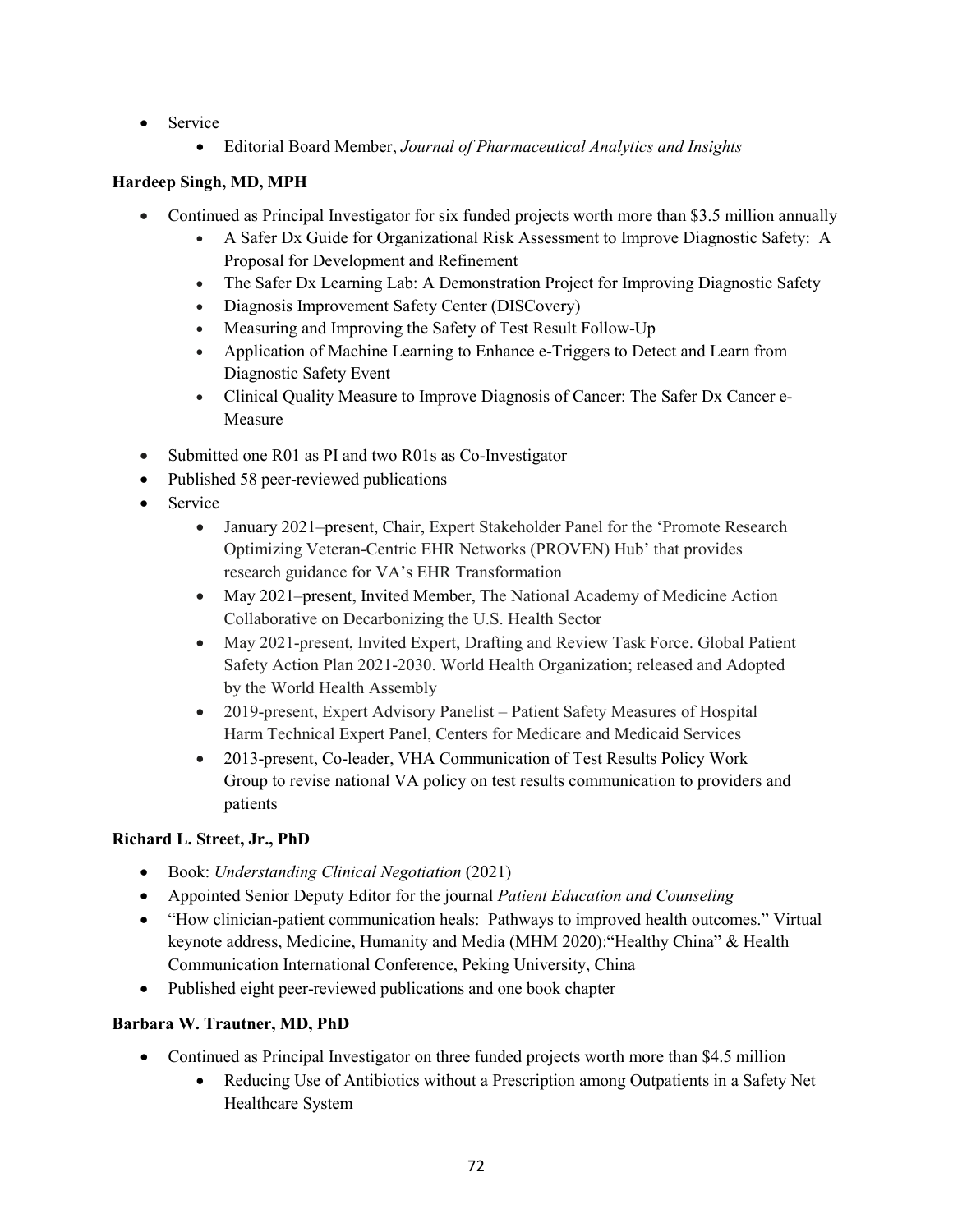- Service
    - Editorial Board Member, *Journal of Pharmaceutical Analytics and Insights*

**Hardeep Singh, MD, MPH**

- Continued as Principal Investigator for six funded projects worth more than $3.5 million annually
    - A Safer Dx Guide for Organizational Risk Assessment to Improve Diagnostic Safety: A Proposal for Development and Refinement
    - The Safer Dx Learning Lab: A Demonstration Project for Improving Diagnostic Safety
    - Diagnosis Improvement Safety Center (DISCovery)
    - Measuring and Improving the Safety of Test Result Follow-Up
    - Application of Machine Learning to Enhance e-Triggers to Detect and Learn from Diagnostic Safety Event
    - Clinical Quality Measure to Improve Diagnosis of Cancer: The Safer Dx Cancer e-Measure
- Submitted one R01 as PI and two R01s as Co-Investigator
- Published 58 peer-reviewed publications
- Service
    - January 2021–present, Chair, Expert Stakeholder Panel for the 'Promote Research Optimizing Veteran-Centric EHR Networks (PROVEN) Hub' that provides research guidance for VA's EHR Transformation
    - May 2021–present, Invited Member, The National Academy of Medicine Action Collaborative on Decarbonizing the U.S. Health Sector
    - May 2021-present, Invited Expert, Drafting and Review Task Force. Global Patient Safety Action Plan 2021-2030. World Health Organization; released and Adopted by the World Health Assembly
    - 2019-present, Expert Advisory Panelist – Patient Safety Measures of Hospital Harm Technical Expert Panel, Centers for Medicare and Medicaid Services
    - 2013-present, Co-leader, VHA Communication of Test Results Policy Work Group to revise national VA policy on test results communication to providers and patients

**Richard L. Street, Jr., PhD**

- Book: *Understanding Clinical Negotiation* (2021)
- Appointed Senior Deputy Editor for the journal *Patient Education and Counseling*
- "How clinician-patient communication heals: Pathways to improved health outcomes." Virtual keynote address, Medicine, Humanity and Media (MHM 2020):"Healthy China" & Health Communication International Conference, Peking University, China
- Published eight peer-reviewed publications and one book chapter

**Barbara W. Trautner, MD, PhD**

- Continued as Principal Investigator on three funded projects worth more than $4.5 million
    - Reducing Use of Antibiotics without a Prescription among Outpatients in a Safety Net Healthcare System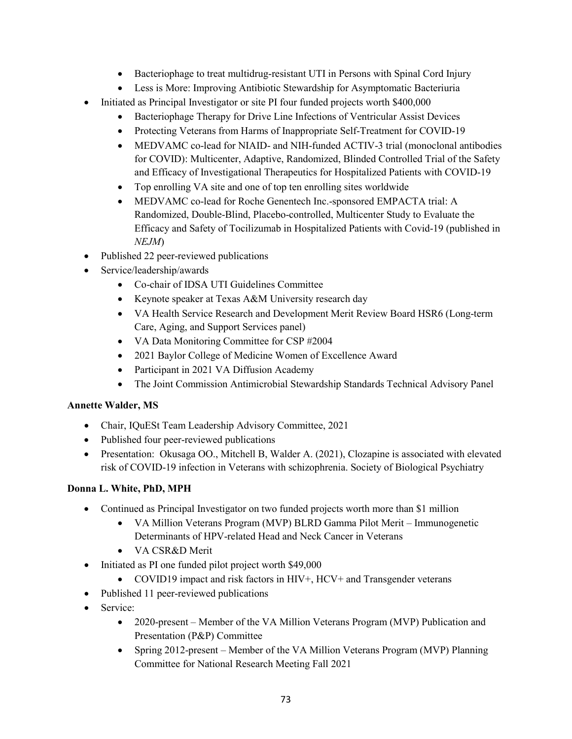- Bacteriophage to treat multidrug-resistant UTI in Persons with Spinal Cord Injury
    - Less is More: Improving Antibiotic Stewardship for Asymptomatic Bacteriuria
- Initiated as Principal Investigator or site PI four funded projects worth $400,000
    - Bacteriophage Therapy for Drive Line Infections of Ventricular Assist Devices
    - Protecting Veterans from Harms of Inappropriate Self-Treatment for COVID-19
    - MEDVAMC co-lead for NIAID- and NIH-funded ACTIV-3 trial (monoclonal antibodies for COVID): Multicenter, Adaptive, Randomized, Blinded Controlled Trial of the Safety and Efficacy of Investigational Therapeutics for Hospitalized Patients with COVID-19
    - Top enrolling VA site and one of top ten enrolling sites worldwide
    - MEDVAMC co-lead for Roche Genentech Inc.-sponsored EMPACTA trial: A Randomized, Double-Blind, Placebo-controlled, Multicenter Study to Evaluate the Efficacy and Safety of Tocilizumab in Hospitalized Patients with Covid-19 (published in *NEJM*)
- Published 22 peer-reviewed publications
- Service/leadership/awards
    - Co-chair of IDSA UTI Guidelines Committee
    - Keynote speaker at Texas A&M University research day
    - VA Health Service Research and Development Merit Review Board HSR6 (Long-term Care, Aging, and Support Services panel)
    - VA Data Monitoring Committee for CSP #2004
    - 2021 Baylor College of Medicine Women of Excellence Award
    - Participant in 2021 VA Diffusion Academy
    - The Joint Commission Antimicrobial Stewardship Standards Technical Advisory Panel

**Annette Walder, MS**

- Chair, IQuESt Team Leadership Advisory Committee, 2021
- Published four peer-reviewed publications
- Presentation: Okusaga OO., Mitchell B, Walder A. (2021), Clozapine is associated with elevated risk of COVID-19 infection in Veterans with schizophrenia. Society of Biological Psychiatry

**Donna L. White, PhD, MPH**

- Continued as Principal Investigator on two funded projects worth more than $1 million
    - VA Million Veterans Program (MVP) BLRD Gamma Pilot Merit – Immunogenetic Determinants of HPV-related Head and Neck Cancer in Veterans
    - VA CSR&D Merit
- Initiated as PI one funded pilot project worth $49,000
    - COVID19 impact and risk factors in HIV+, HCV+ and Transgender veterans
- Published 11 peer-reviewed publications
- Service:
    - 2020-present – Member of the VA Million Veterans Program (MVP) Publication and Presentation (P&P) Committee
    - Spring 2012-present – Member of the VA Million Veterans Program (MVP) Planning Committee for National Research Meeting Fall 2021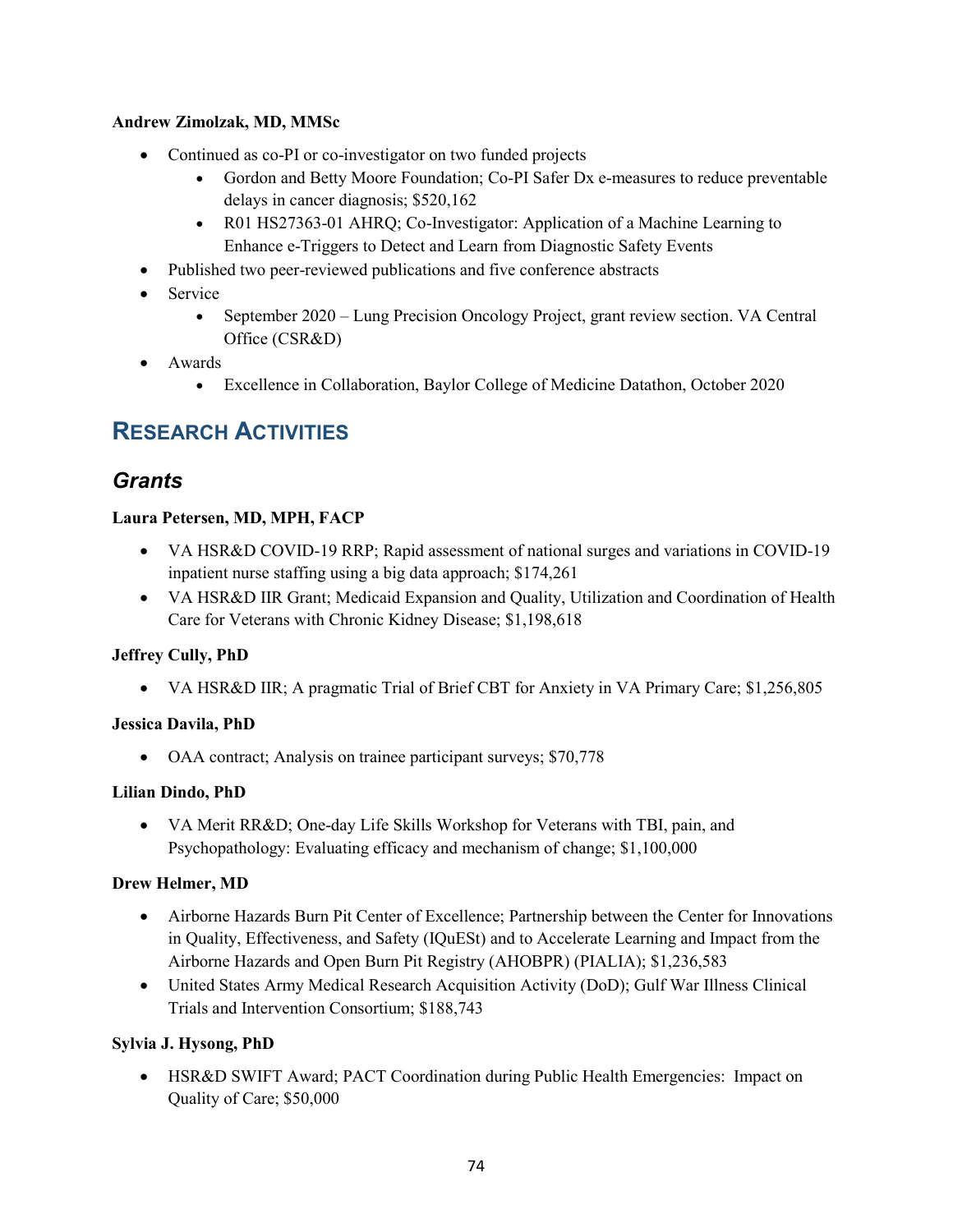**Andrew Zimolzak, MD, MMSc**

- Continued as co-PI or co-investigator on two funded projects
    - Gordon and Betty Moore Foundation; Co-PI Safer Dx e-measures to reduce preventable delays in cancer diagnosis; $520,162
    - R01 HS27363-01 AHRQ; Co-Investigator: Application of a Machine Learning to Enhance e-Triggers to Detect and Learn from Diagnostic Safety Events
- Published two peer-reviewed publications and five conference abstracts
- Service
    - September 2020 – Lung Precision Oncology Project, grant review section. VA Central Office (CSR&D)
- Awards
    - Excellence in Collaboration, Baylor College of Medicine Datathon, October 2020

## RESEARCH ACTIVITIES

### *Grants*

**Laura Petersen, MD, MPH, FACP**

- VA HSR&D COVID-19 RRP; Rapid assessment of national surges and variations in COVID-19 inpatient nurse staffing using a big data approach; $174,261
- VA HSR&D IIR Grant; Medicaid Expansion and Quality, Utilization and Coordination of Health Care for Veterans with Chronic Kidney Disease; $1,198,618

**Jeffrey Cully, PhD**

- VA HSR&D IIR; A pragmatic Trial of Brief CBT for Anxiety in VA Primary Care; $1,256,805

**Jessica Davila, PhD**

- OAA contract; Analysis on trainee participant surveys; $70,778

**Lilian Dindo, PhD**

- VA Merit RR&D; One-day Life Skills Workshop for Veterans with TBI, pain, and Psychopathology: Evaluating efficacy and mechanism of change; $1,100,000

**Drew Helmer, MD**

- Airborne Hazards Burn Pit Center of Excellence; Partnership between the Center for Innovations in Quality, Effectiveness, and Safety (IQuESt) and to Accelerate Learning and Impact from the Airborne Hazards and Open Burn Pit Registry (AHOBPR) (PIALIA); $1,236,583
- United States Army Medical Research Acquisition Activity (DoD); Gulf War Illness Clinical Trials and Intervention Consortium; $188,743

**Sylvia J. Hysong, PhD**

- HSR&D SWIFT Award; PACT Coordination during Public Health Emergencies: Impact on Quality of Care; $50,000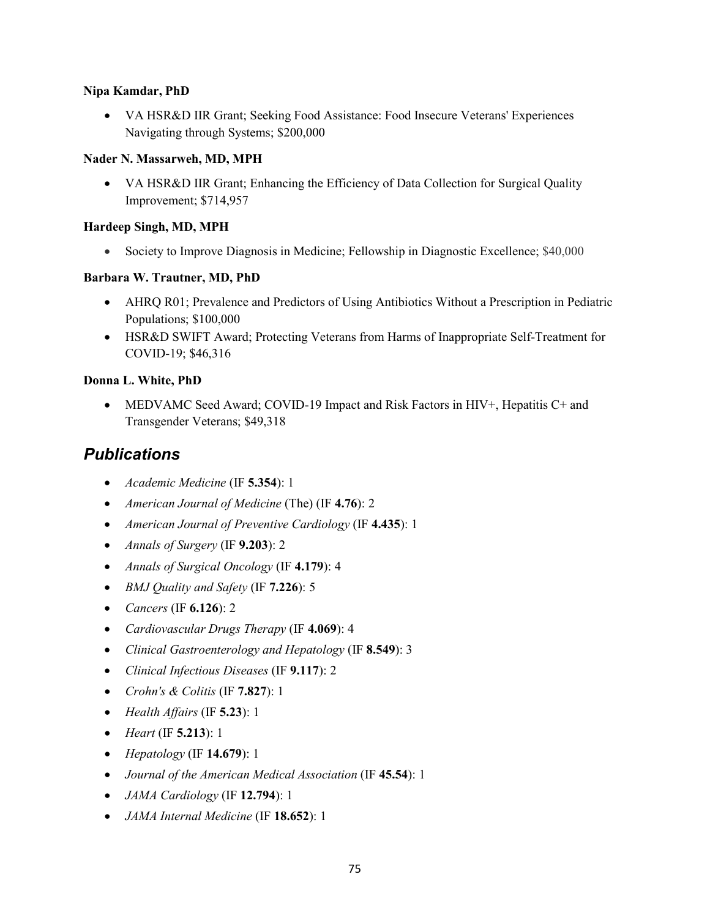**Nipa Kamdar, PhD**

- VA HSR&D IIR Grant; Seeking Food Assistance: Food Insecure Veterans' Experiences Navigating through Systems; $200,000

**Nader N. Massarweh, MD, MPH**

- VA HSR&D IIR Grant; Enhancing the Efficiency of Data Collection for Surgical Quality Improvement; $714,957

**Hardeep Singh, MD, MPH**

- Society to Improve Diagnosis in Medicine; Fellowship in Diagnostic Excellence; $40,000

**Barbara W. Trautner, MD, PhD**

- AHRQ R01; Prevalence and Predictors of Using Antibiotics Without a Prescription in Pediatric Populations; $100,000
- HSR&D SWIFT Award; Protecting Veterans from Harms of Inappropriate Self-Treatment for COVID-19; $46,316

**Donna L. White, PhD**

- MEDVAMC Seed Award; COVID-19 Impact and Risk Factors in HIV+, Hepatitis C+ and Transgender Veterans; $49,318

## *Publications*

- *Academic Medicine* (IF **5.354**): 1
- *American Journal of Medicine* (The) (IF **4.76**): 2
- *American Journal of Preventive Cardiology* (IF **4.435**): 1
- *Annals of Surgery* (IF **9.203**): 2
- *Annals of Surgical Oncology* (IF **4.179**): 4
- *BMJ Quality and Safety* (IF **7.226**): 5
- *Cancers* (IF **6.126**): 2
- *Cardiovascular Drugs Therapy* (IF **4.069**): 4
- *Clinical Gastroenterology and Hepatology* (IF **8.549**): 3
- *Clinical Infectious Diseases* (IF **9.117**): 2
- *Crohn's & Colitis* (IF **7.827**): 1
- *Health Affairs* (IF **5.23**): 1
- *Heart* (IF **5.213**): 1
- *Hepatology* (IF **14.679**): 1
- *Journal of the American Medical Association* (IF **45.54**): 1
- *JAMA Cardiology* (IF **12.794**): 1
- *JAMA Internal Medicine* (IF **18.652**): 1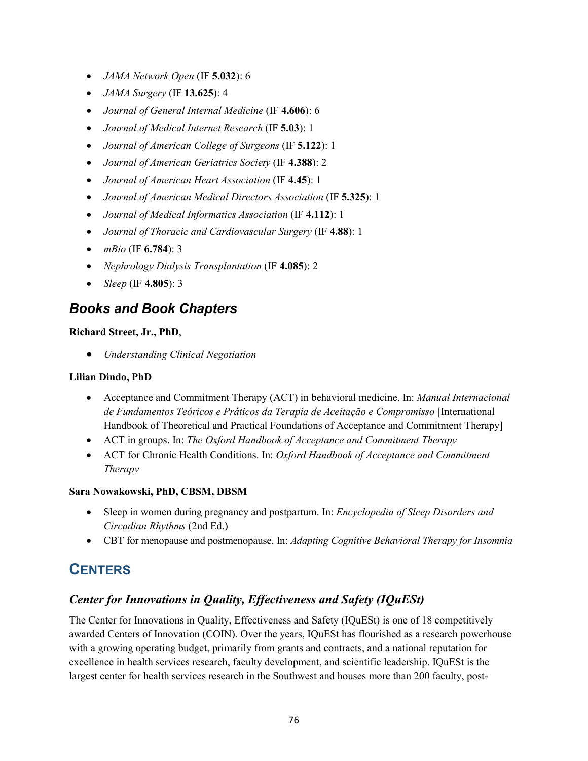- *JAMA Network Open* (IF **5.032**): 6
- *JAMA Surgery* (IF **13.625**): 4
- *Journal of General Internal Medicine* (IF **4.606**): 6
- *Journal of Medical Internet Research* (IF **5.03**): 1
- *Journal of American College of Surgeons* (IF **5.122**): 1
- *Journal of American Geriatrics Society* (IF **4.388**): 2
- *Journal of American Heart Association* (IF **4.45**): 1
- *Journal of American Medical Directors Association* (IF **5.325**): 1
- *Journal of Medical Informatics Association* (IF **4.112**): 1
- *Journal of Thoracic and Cardiovascular Surgery* (IF **4.88**): 1
- *mBio* (IF **6.784**): 3
- *Nephrology Dialysis Transplantation* (IF **4.085**): 2
- *Sleep* (IF **4.805**): 3

### *Books and Book Chapters*

**Richard Street, Jr., PhD**,

- *Understanding Clinical Negotiation*

**Lilian Dindo, PhD**

- Acceptance and Commitment Therapy (ACT) in behavioral medicine. In: *Manual Internacional de Fundamentos Teóricos e Práticos da Terapia de Aceitação e Compromisso* [International Handbook of Theoretical and Practical Foundations of Acceptance and Commitment Therapy]
- ACT in groups. In: *The Oxford Handbook of Acceptance and Commitment Therapy*
- ACT for Chronic Health Conditions. In: *Oxford Handbook of Acceptance and Commitment Therapy*

**Sara Nowakowski, PhD, CBSM, DBSM**

- Sleep in women during pregnancy and postpartum. In: *Encyclopedia of Sleep Disorders and Circadian Rhythms* (2nd Ed.)
- CBT for menopause and postmenopause. In: *Adapting Cognitive Behavioral Therapy for Insomnia*

## CENTERS

### *Center for Innovations in Quality, Effectiveness and Safety (IQuESt)*

The Center for Innovations in Quality, Effectiveness and Safety (IQuESt) is one of 18 competitively awarded Centers of Innovation (COIN). Over the years, IQuESt has flourished as a research powerhouse with a growing operating budget, primarily from grants and contracts, and a national reputation for excellence in health services research, faculty development, and scientific leadership. IQuESt is the largest center for health services research in the Southwest and houses more than 200 faculty, post-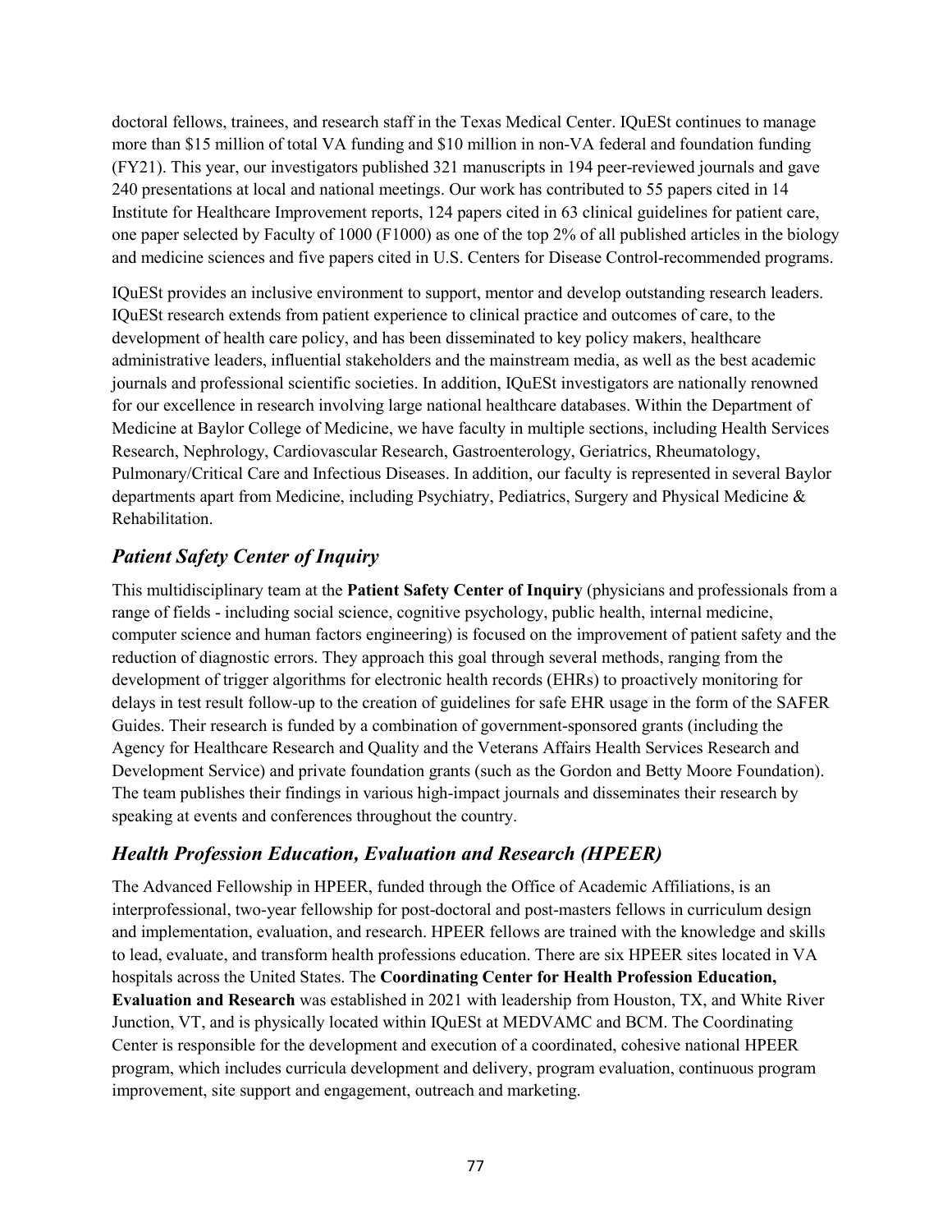doctoral fellows, trainees, and research staff in the Texas Medical Center. IQuESt continues to manage more than $15 million of total VA funding and $10 million in non-VA federal and foundation funding (FY21). This year, our investigators published 321 manuscripts in 194 peer-reviewed journals and gave 240 presentations at local and national meetings. Our work has contributed to 55 papers cited in 14 Institute for Healthcare Improvement reports, 124 papers cited in 63 clinical guidelines for patient care, one paper selected by Faculty of 1000 (F1000) as one of the top 2% of all published articles in the biology and medicine sciences and five papers cited in U.S. Centers for Disease Control-recommended programs.

IQuESt provides an inclusive environment to support, mentor and develop outstanding research leaders. IQuESt research extends from patient experience to clinical practice and outcomes of care, to the development of health care policy, and has been disseminated to key policy makers, healthcare administrative leaders, influential stakeholders and the mainstream media, as well as the best academic journals and professional scientific societies. In addition, IQuESt investigators are nationally renowned for our excellence in research involving large national healthcare databases. Within the Department of Medicine at Baylor College of Medicine, we have faculty in multiple sections, including Health Services Research, Nephrology, Cardiovascular Research, Gastroenterology, Geriatrics, Rheumatology, Pulmonary/Critical Care and Infectious Diseases. In addition, our faculty is represented in several Baylor departments apart from Medicine, including Psychiatry, Pediatrics, Surgery and Physical Medicine & Rehabilitation.

## *Patient Safety Center of Inquiry*

This multidisciplinary team at the **Patient Safety Center of Inquiry** (physicians and professionals from a range of fields - including social science, cognitive psychology, public health, internal medicine, computer science and human factors engineering) is focused on the improvement of patient safety and the reduction of diagnostic errors. They approach this goal through several methods, ranging from the development of trigger algorithms for electronic health records (EHRs) to proactively monitoring for delays in test result follow-up to the creation of guidelines for safe EHR usage in the form of the SAFER Guides. Their research is funded by a combination of government-sponsored grants (including the Agency for Healthcare Research and Quality and the Veterans Affairs Health Services Research and Development Service) and private foundation grants (such as the Gordon and Betty Moore Foundation). The team publishes their findings in various high-impact journals and disseminates their research by speaking at events and conferences throughout the country.

## *Health Profession Education, Evaluation and Research (HPEER)*

The Advanced Fellowship in HPEER, funded through the Office of Academic Affiliations, is an interprofessional, two-year fellowship for post-doctoral and post-masters fellows in curriculum design and implementation, evaluation, and research. HPEER fellows are trained with the knowledge and skills to lead, evaluate, and transform health professions education. There are six HPEER sites located in VA hospitals across the United States. The **Coordinating Center for Health Profession Education, Evaluation and Research** was established in 2021 with leadership from Houston, TX, and White River Junction, VT, and is physically located within IQuESt at MEDVAMC and BCM. The Coordinating Center is responsible for the development and execution of a coordinated, cohesive national HPEER program, which includes curricula development and delivery, program evaluation, continuous program improvement, site support and engagement, outreach and marketing.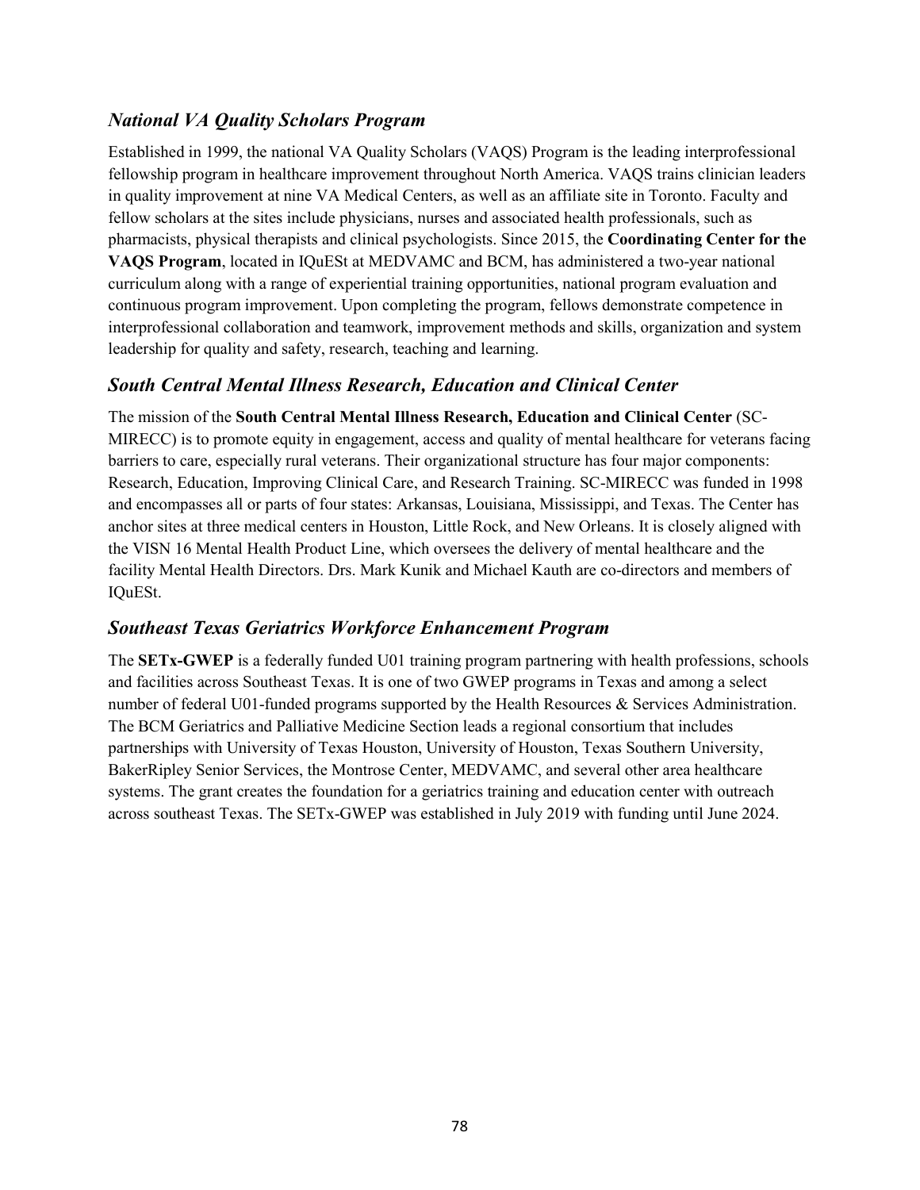## *National VA Quality Scholars Program*

Established in 1999, the national VA Quality Scholars (VAQS) Program is the leading interprofessional fellowship program in healthcare improvement throughout North America. VAQS trains clinician leaders in quality improvement at nine VA Medical Centers, as well as an affiliate site in Toronto. Faculty and fellow scholars at the sites include physicians, nurses and associated health professionals, such as pharmacists, physical therapists and clinical psychologists. Since 2015, the **Coordinating Center for the VAQS Program**, located in IQuESt at MEDVAMC and BCM, has administered a two-year national curriculum along with a range of experiential training opportunities, national program evaluation and continuous program improvement. Upon completing the program, fellows demonstrate competence in interprofessional collaboration and teamwork, improvement methods and skills, organization and system leadership for quality and safety, research, teaching and learning.

## *South Central Mental Illness Research, Education and Clinical Center*

The mission of the **South Central Mental Illness Research, Education and Clinical Center** (SC-MIRECC) is to promote equity in engagement, access and quality of mental healthcare for veterans facing barriers to care, especially rural veterans. Their organizational structure has four major components: Research, Education, Improving Clinical Care, and Research Training. SC-MIRECC was funded in 1998 and encompasses all or parts of four states: Arkansas, Louisiana, Mississippi, and Texas. The Center has anchor sites at three medical centers in Houston, Little Rock, and New Orleans. It is closely aligned with the VISN 16 Mental Health Product Line, which oversees the delivery of mental healthcare and the facility Mental Health Directors. Drs. Mark Kunik and Michael Kauth are co-directors and members of IQuESt.

## *Southeast Texas Geriatrics Workforce Enhancement Program*

The **SETx-GWEP** is a federally funded U01 training program partnering with health professions, schools and facilities across Southeast Texas. It is one of two GWEP programs in Texas and among a select number of federal U01-funded programs supported by the Health Resources & Services Administration. The BCM Geriatrics and Palliative Medicine Section leads a regional consortium that includes partnerships with University of Texas Houston, University of Houston, Texas Southern University, BakerRipley Senior Services, the Montrose Center, MEDVAMC, and several other area healthcare systems. The grant creates the foundation for a geriatrics training and education center with outreach across southeast Texas. The SETx-GWEP was established in July 2019 with funding until June 2024.